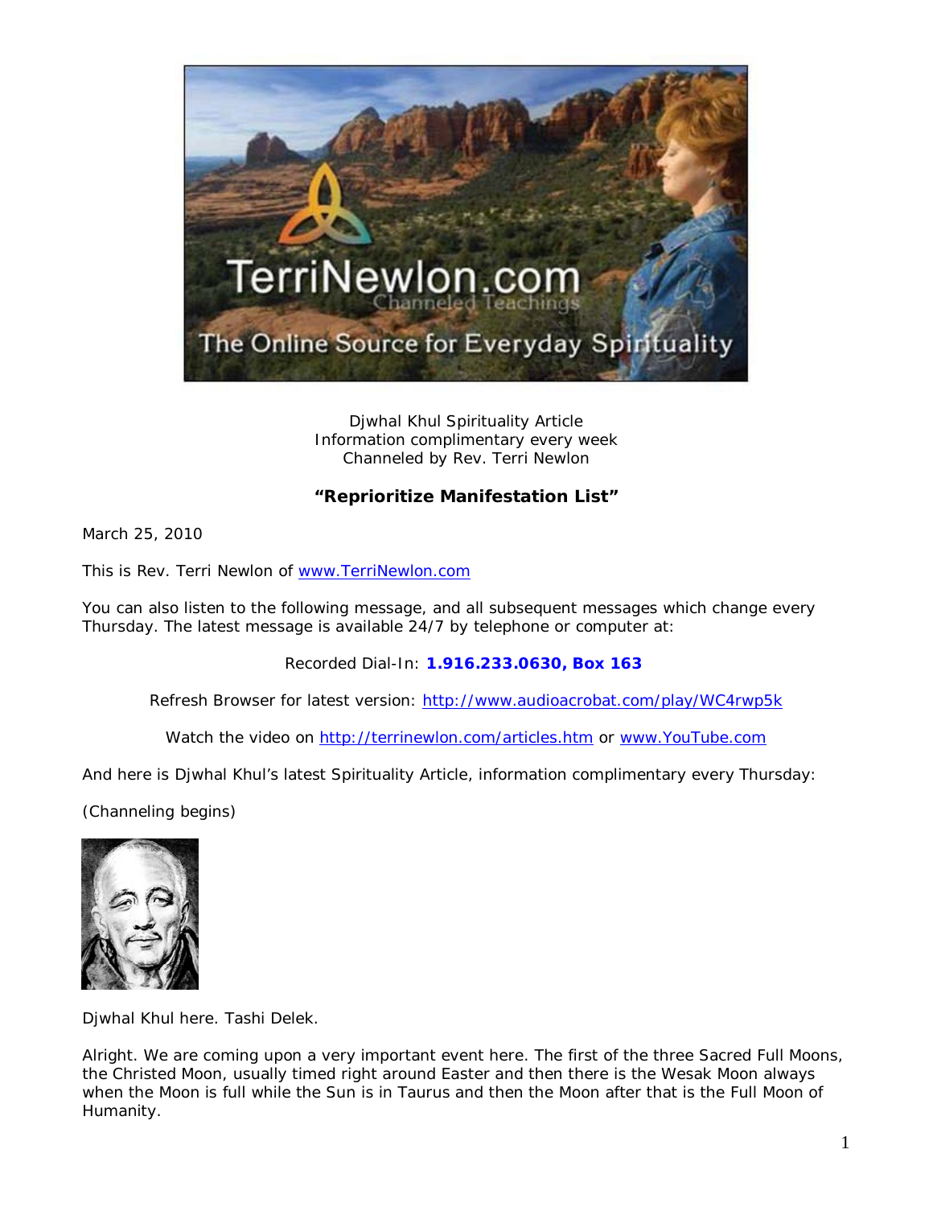Djwhal Khul Spirituality Article
Information complimentary every week
Channeled by Rev. Terri Newlon

**"Reprioritize Manifestation List"**

March 25, 2010

This is Rev. Terri Newlon of www.TerriNewlon.com

You can also listen to the following message, and all subsequent messages which change every Thursday. The latest message is available 24/7 by telephone or computer at:

Recorded Dial-In: **1.916.233.0630, Box 163**

Refresh Browser for latest version: http://www.audioacrobat.com/play/WC4rwp5k

Watch the video on http://terrinewlon.com/articles.htm or www.YouTube.com

And here is Djwhal Khul's latest Spirituality Article, information complimentary every Thursday:

(Channeling begins)

Djwhal Khul here. Tashi Delek.

Alright. We are coming upon a very important event here. The first of the three Sacred Full Moons, the Christed Moon, usually timed right around Easter and then there is the Wesak Moon always when the Moon is full while the Sun is in Taurus and then the Moon after that is the Full Moon of Humanity.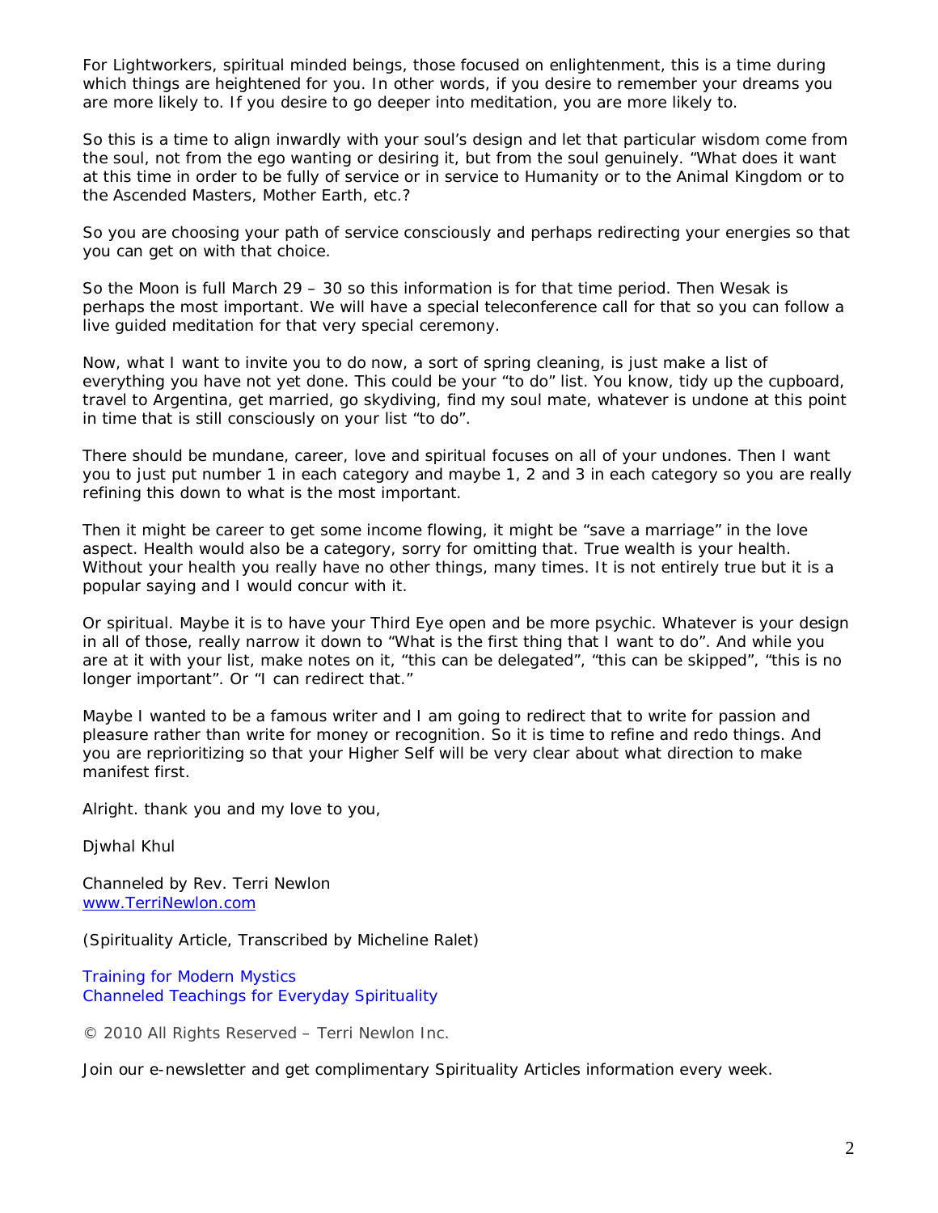For Lightworkers, spiritual minded beings, those focused on enlightenment, this is a time during which things are heightened for you. In other words, if you desire to remember your dreams you are more likely to. If you desire to go deeper into meditation, you are more likely to.

So this is a time to align inwardly with your soul's design and let that particular wisdom come from the soul, not from the ego wanting or desiring it, but from the soul genuinely. "What does it want at this time in order to be fully of service or in service to Humanity or to the Animal Kingdom or to the Ascended Masters, Mother Earth, etc.?

So you are choosing your path of service consciously and perhaps redirecting your energies so that you can get on with that choice.

So the Moon is full March 29 – 30 so this information is for that time period. Then Wesak is perhaps the most important. We will have a special teleconference call for that so you can follow a live guided meditation for that very special ceremony.

Now, what I want to invite you to do now, a sort of spring cleaning, is just make a list of everything you have not yet done. This could be your "to do" list. You know, tidy up the cupboard, travel to Argentina, get married, go skydiving, find my soul mate, whatever is undone at this point in time that is still consciously on your list "to do".

There should be mundane, career, love and spiritual focuses on all of your undones. Then I want you to just put number 1 in each category and maybe 1, 2 and 3 in each category so you are really refining this down to what is the most important.

Then it might be career to get some income flowing, it might be "save a marriage" in the love aspect. Health would also be a category, sorry for omitting that. True wealth is your health. Without your health you really have no other things, many times. It is not entirely true but it is a popular saying and I would concur with it.

Or spiritual. Maybe it is to have your Third Eye open and be more psychic. Whatever is your design in all of those, really narrow it down to "What is the first thing that I want to do". And while you are at it with your list, make notes on it, "this can be delegated", "this can be skipped", "this is no longer important". Or "I can redirect that."

Maybe I wanted to be a famous writer and I am going to redirect that to write for passion and pleasure rather than write for money or recognition. So it is time to refine and redo things. And you are reprioritizing so that your Higher Self will be very clear about what direction to make manifest first.

Alright. thank you and my love to you,

Djwhal Khul

Channeled by Rev. Terri Newlon
www.TerriNewlon.com

(Spirituality Article, Transcribed by Micheline Ralet)

Training for Modern Mystics
Channeled Teachings for Everyday Spirituality

© 2010 All Rights Reserved – Terri Newlon Inc.

Join our e-newsletter and get complimentary Spirituality Articles information every week.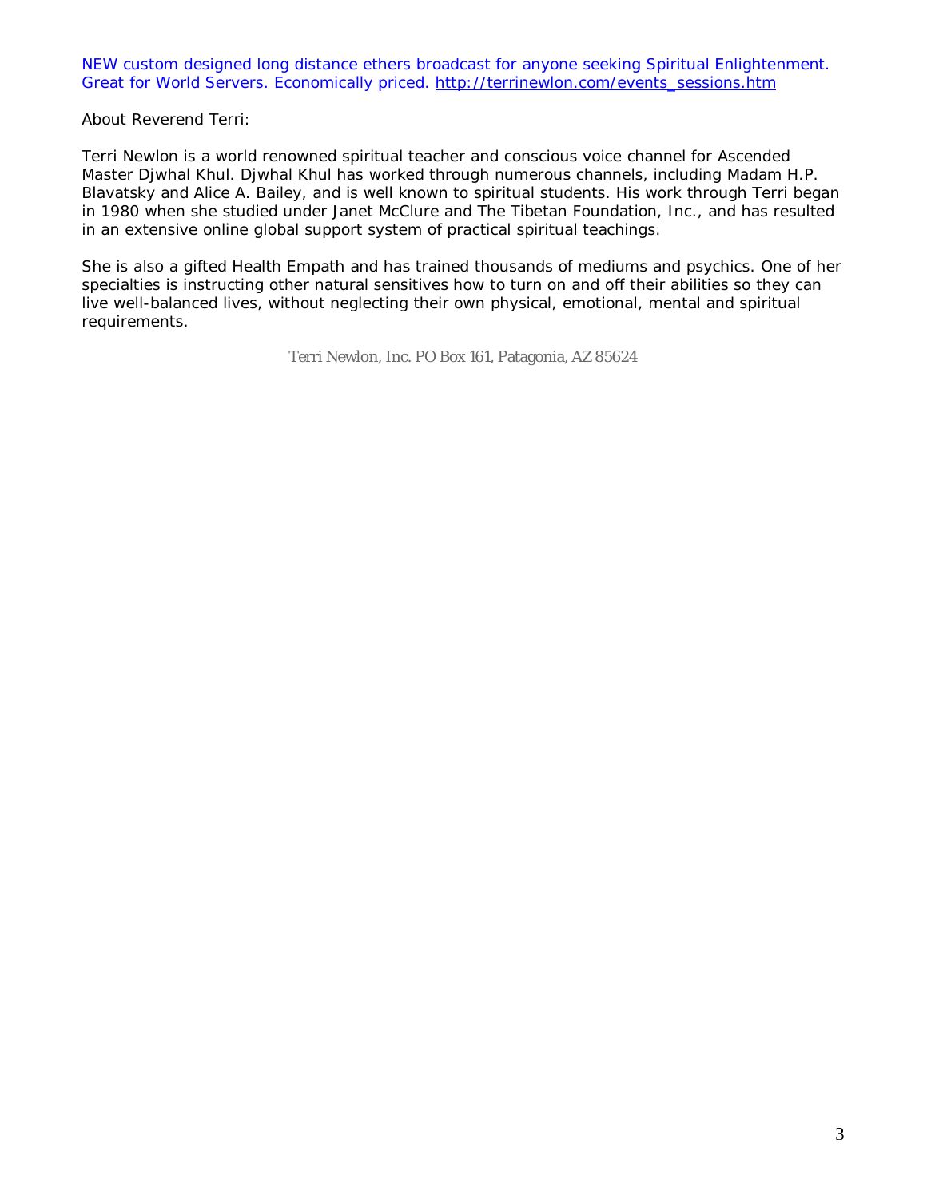NEW custom designed long distance ethers broadcast for anyone seeking Spiritual Enlightenment. Great for World Servers. Economically priced. [http://terrinewlon.com/events_sessions.htm](http://terrinewlon.com/events_sessions.htm)

About Reverend Terri:

Terri Newlon is a world renowned spiritual teacher and conscious voice channel for Ascended Master Djwhal Khul. Djwhal Khul has worked through numerous channels, including Madam H.P. Blavatsky and Alice A. Bailey, and is well known to spiritual students. His work through Terri began in 1980 when she studied under Janet McClure and The Tibetan Foundation, Inc., and has resulted in an extensive online global support system of practical spiritual teachings.

She is also a gifted Health Empath and has trained thousands of mediums and psychics. One of her specialties is instructing other natural sensitives how to turn on and off their abilities so they can live well-balanced lives, without neglecting their own physical, emotional, mental and spiritual requirements.

Terri Newlon, Inc. PO Box 161, Patagonia, AZ 85624